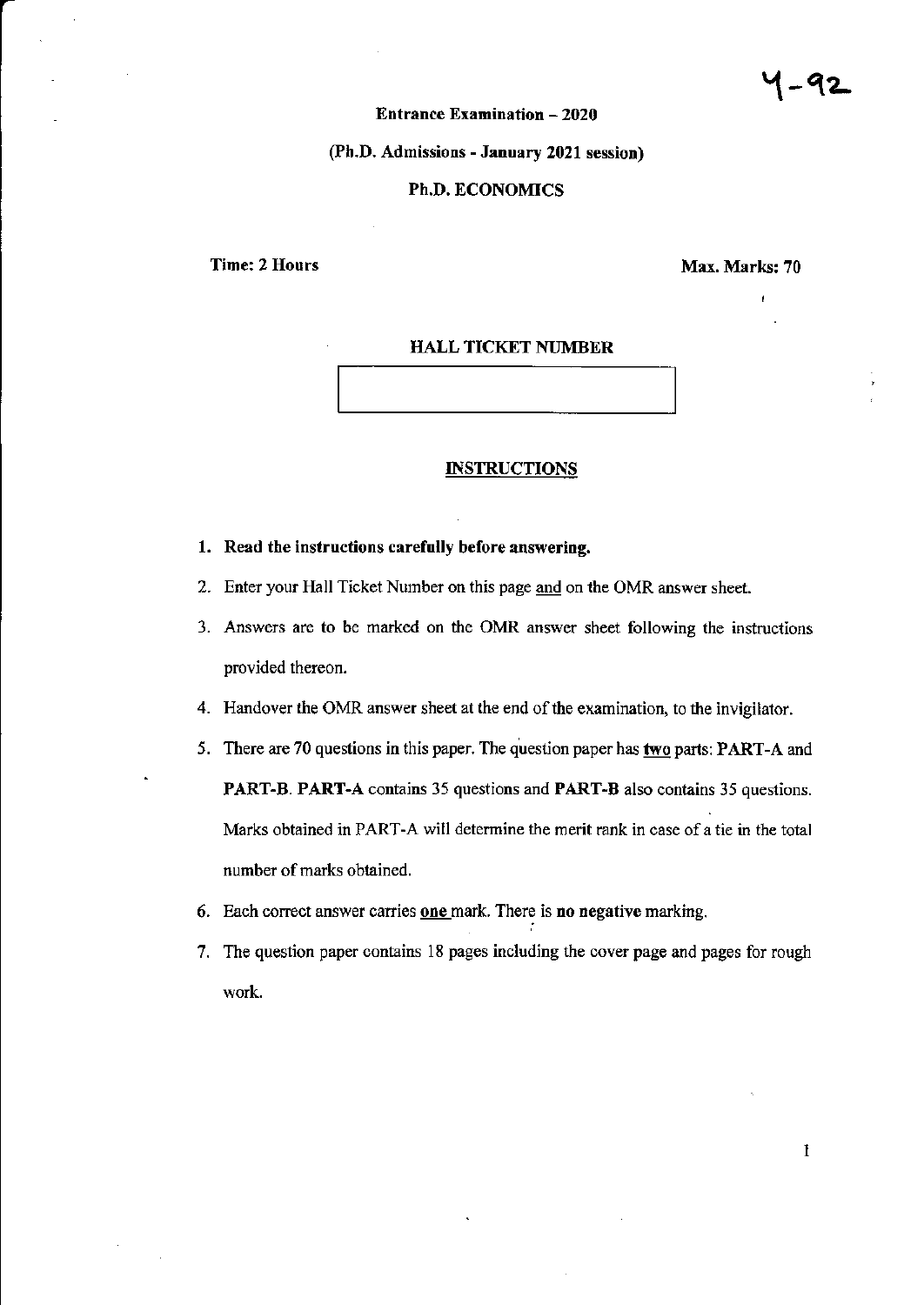Y-92

**Entrance Examination – 2020**

**(Ph.D. Admissions - January 2021 session)**

**Ph.D. ECONOMICS**

**Time: 2 Hours** **Max. Marks: 70**

**HALL TICKET NUMBER**

| |
|---|
| |

**INSTRUCTIONS**

1. **Read the instructions carefully before answering.**
2. Enter your Hall Ticket Number on this page and on the OMR answer sheet.
3. Answers are to be marked on the OMR answer sheet following the instructions provided thereon.
4. Handover the OMR answer sheet at the end of the examination, to the invigilator.
5. There are 70 questions in this paper. The question paper has **two** parts: **PART-A** and **PART-B**. **PART-A** contains 35 questions and **PART-B** also contains 35 questions. Marks obtained in PART-A will determine the merit rank in case of a tie in the total number of marks obtained.
6. Each correct answer carries **one** mark. There is **no negative** marking.
7. The question paper contains 18 pages including the cover page and pages for rough work.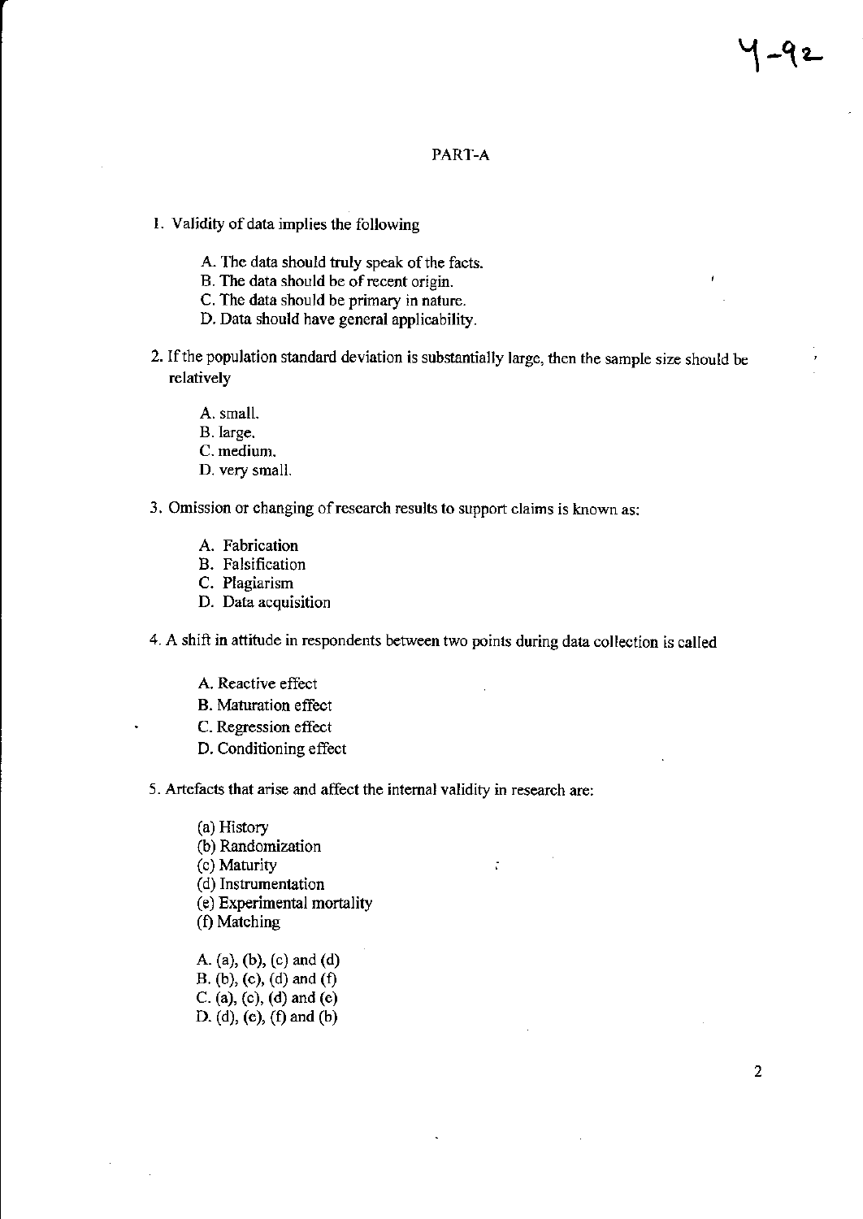## PART-A

1. Validity of data implies the following

   A. The data should truly speak of the facts.
   B. The data should be of recent origin.
   C. The data should be primary in nature.
   D. Data should have general applicability.

2. If the population standard deviation is substantially large, then the sample size should be relatively

   A. small.
   B. large.
   C. medium.
   D. very small.

3. Omission or changing of research results to support claims is known as:

   A. Fabrication
   B. Falsification
   C. Plagiarism
   D. Data acquisition

4. A shift in attitude in respondents between two points during data collection is called

   A. Reactive effect
   B. Maturation effect
   C. Regression effect
   D. Conditioning effect

5. Artefacts that arise and affect the internal validity in research are:

   (a) History
   (b) Randomization
   (c) Maturity
   (d) Instrumentation
   (e) Experimental mortality
   (f) Matching

   A. (a), (b), (c) and (d)
   B. (b), (c), (d) and (f)
   C. (a), (c), (d) and (e)
   D. (d), (e), (f) and (b)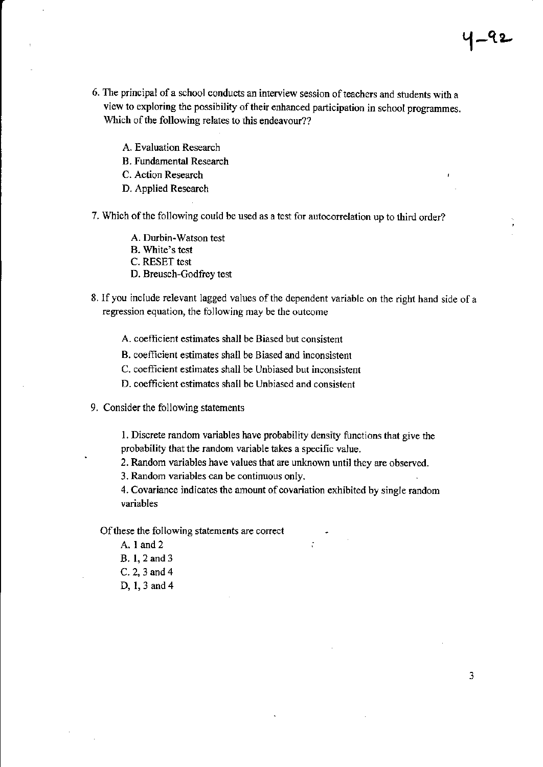6. The principal of a school conducts an interview session of teachers and students with a view to exploring the possibility of their enhanced participation in school programmes. Which of the following relates to this endeavour??

   A. Evaluation Research
   B. Fundamental Research
   C. Action Research
   D. Applied Research

7. Which of the following could be used as a test for autocorrelation up to third order?

   A. Durbin-Watson test
   B. White's test
   C. RESET test
   D. Breusch-Godfrey test

8. If you include relevant lagged values of the dependent variable on the right hand side of a regression equation, the following may be the outcome

   A. coefficient estimates shall be Biased but consistent
   B. coefficient estimates shall be Biased and inconsistent
   C. coefficient estimates shall be Unbiased but inconsistent
   D. coefficient estimates shall be Unbiased and consistent

9. Consider the following statements

   1. Discrete random variables have probability density functions that give the probability that the random variable takes a specific value.
   2. Random variables have values that are unknown until they are observed.
   3. Random variables can be continuous only.
   4. Covariance indicates the amount of covariation exhibited by single random variables

   Of these the following statements are correct

   A. 1 and 2
   B. 1, 2 and 3
   C. 2, 3 and 4
   D, 1, 3 and 4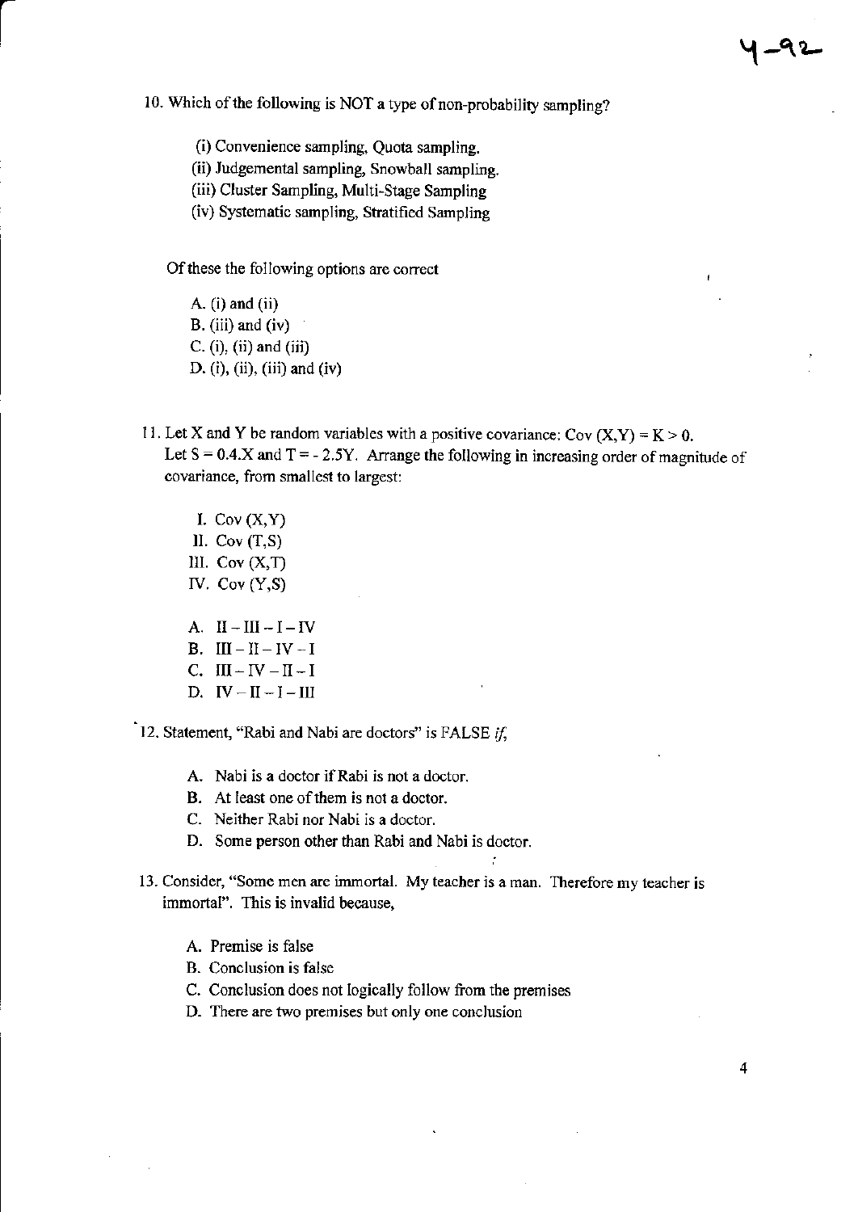10. Which of the following is NOT a type of non-probability sampling?

(i) Convenience sampling, Quota sampling.
(ii) Judgemental sampling, Snowball sampling.
(iii) Cluster Sampling, Multi-Stage Sampling
(iv) Systematic sampling, Stratified Sampling

Of these the following options are correct

A. (i) and (ii)
B. (iii) and (iv)
C. (i), (ii) and (iii)
D. (i), (ii), (iii) and (iv)

11. Let X and Y be random variables with a positive covariance: Cov $(X,Y) = K > 0$. Let $S = 0.4.X$ and $T = -2.5Y$. Arrange the following in increasing order of magnitude of covariance, from smallest to largest:

I. Cov (X,Y)
II. Cov (T,S)
III. Cov (X,T)
IV. Cov (Y,S)

A. II – III – I – IV
B. III – II – IV – I
C. III – IV – II – I
D. IV – II – I – III

12. Statement, "Rabi and Nabi are doctors" is FALSE *if*,

A. Nabi is a doctor if Rabi is not a doctor.
B. At least one of them is not a doctor.
C. Neither Rabi nor Nabi is a doctor.
D. Some person other than Rabi and Nabi is doctor.

13. Consider, "Some men are immortal. My teacher is a man. Therefore my teacher is immortal". This is invalid because,

A. Premise is false
B. Conclusion is false
C. Conclusion does not logically follow from the premises
D. There are two premises but only one conclusion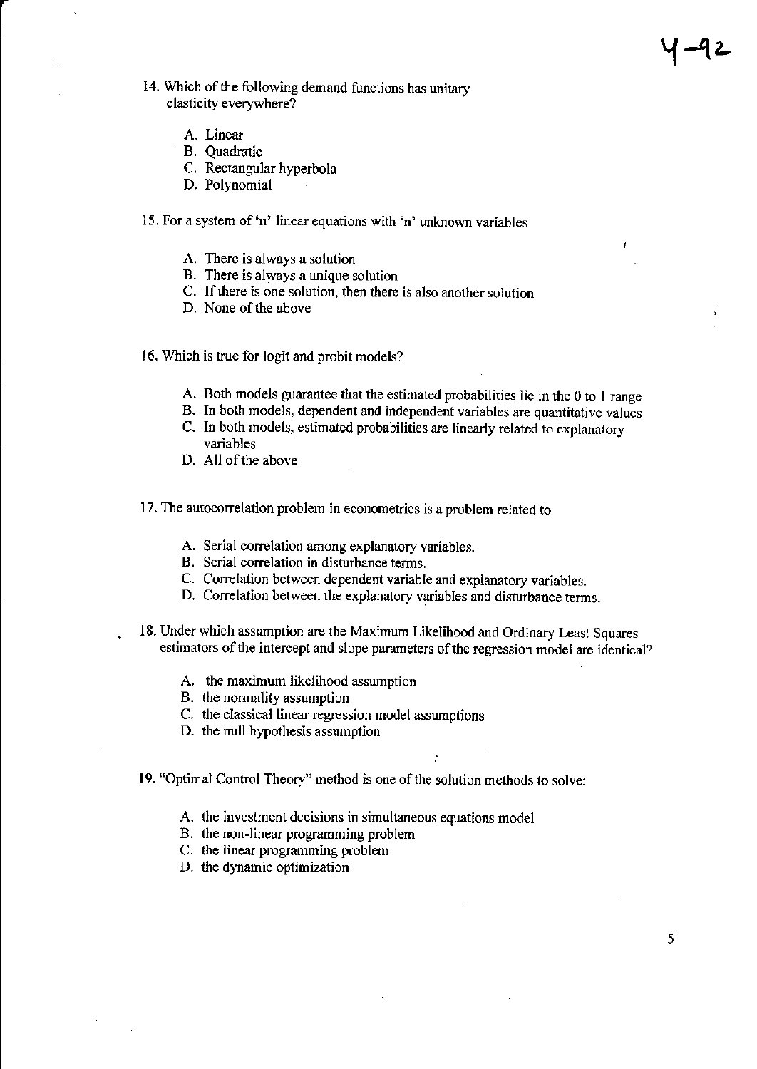14. Which of the following demand functions has unitary elasticity everywhere?

    A. Linear
    B. Quadratic
    C. Rectangular hyperbola
    D. Polynomial

15. For a system of 'n' linear equations with 'n' unknown variables

    A. There is always a solution
    B. There is always a unique solution
    C. If there is one solution, then there is also another solution
    D. None of the above

16. Which is true for logit and probit models?

    A. Both models guarantee that the estimated probabilities lie in the 0 to 1 range
    B. In both models, dependent and independent variables are quantitative values
    C. In both models, estimated probabilities are linearly related to explanatory variables
    D. All of the above

17. The autocorrelation problem in econometrics is a problem related to

    A. Serial correlation among explanatory variables.
    B. Serial correlation in disturbance terms.
    C. Correlation between dependent variable and explanatory variables.
    D. Correlation between the explanatory variables and disturbance terms.

18. Under which assumption are the Maximum Likelihood and Ordinary Least Squares estimators of the intercept and slope parameters of the regression model are identical?

    A. the maximum likelihood assumption
    B. the normality assumption
    C. the classical linear regression model assumptions
    D. the null hypothesis assumption

19. "Optimal Control Theory" method is one of the solution methods to solve:

    A. the investment decisions in simultaneous equations model
    B. the non-linear programming problem
    C. the linear programming problem
    D. the dynamic optimization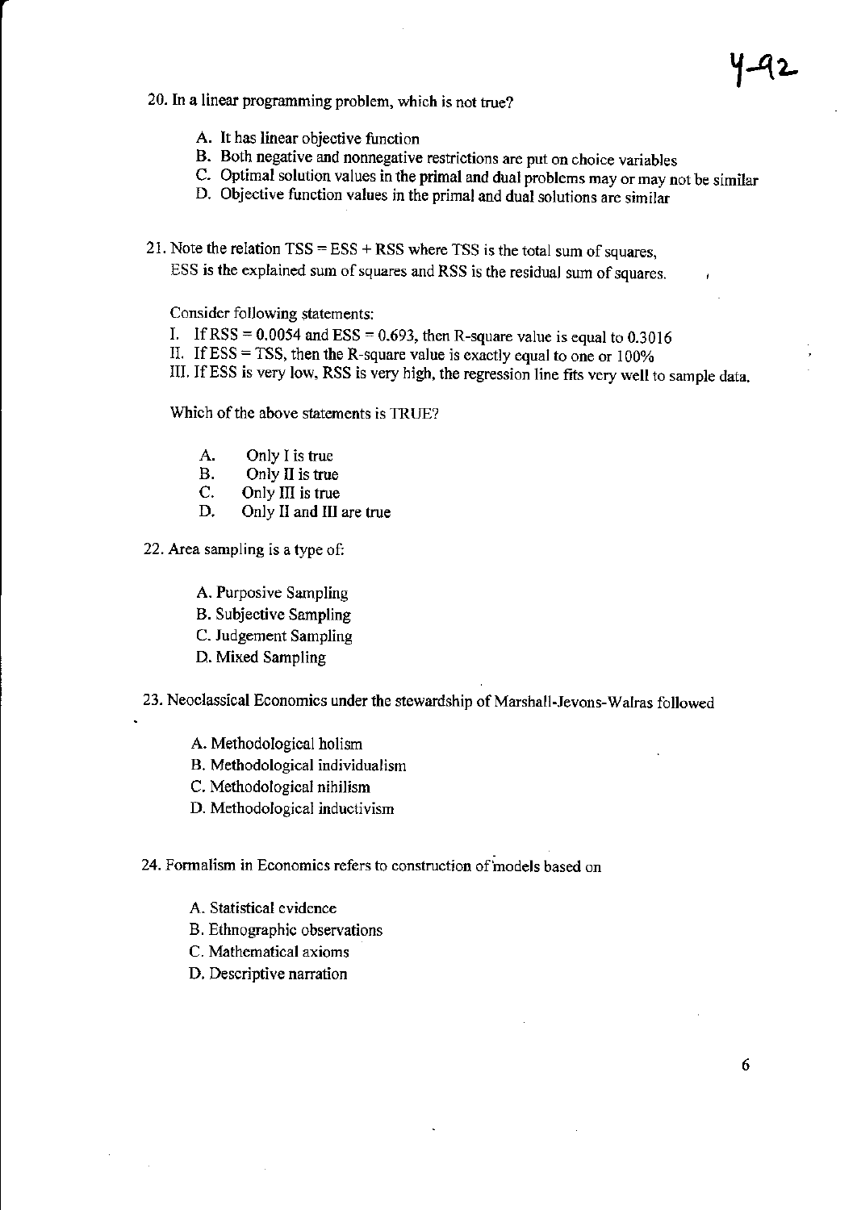20. In a linear programming problem, which is not true?

A. It has linear objective function
B. Both negative and nonnegative restrictions are put on choice variables
C. Optimal solution values in the primal and dual problems may or may not be similar
D. Objective function values in the primal and dual solutions are similar

21. Note the relation TSS = ESS + RSS where TSS is the total sum of squares, ESS is the explained sum of squares and RSS is the residual sum of squares.

Consider following statements:

I. If RSS = 0.0054 and ESS = 0.693, then R-square value is equal to 0.3016
II. If ESS = TSS, then the R-square value is exactly equal to one or 100%
III. If ESS is very low, RSS is very high, the regression line fits very well to sample data.

Which of the above statements is TRUE?

A. Only I is true
B. Only II is true
C. Only III is true
D. Only II and III are true

22. Area sampling is a type of:

A. Purposive Sampling
B. Subjective Sampling
C. Judgement Sampling
D. Mixed Sampling

23. Neoclassical Economics under the stewardship of Marshall-Jevons-Walras followed

A. Methodological holism
B. Methodological individualism
C. Methodological nihilism
D. Methodological inductivism

24. Formalism in Economics refers to construction of models based on

A. Statistical evidence
B. Ethnographic observations
C. Mathematical axioms
D. Descriptive narration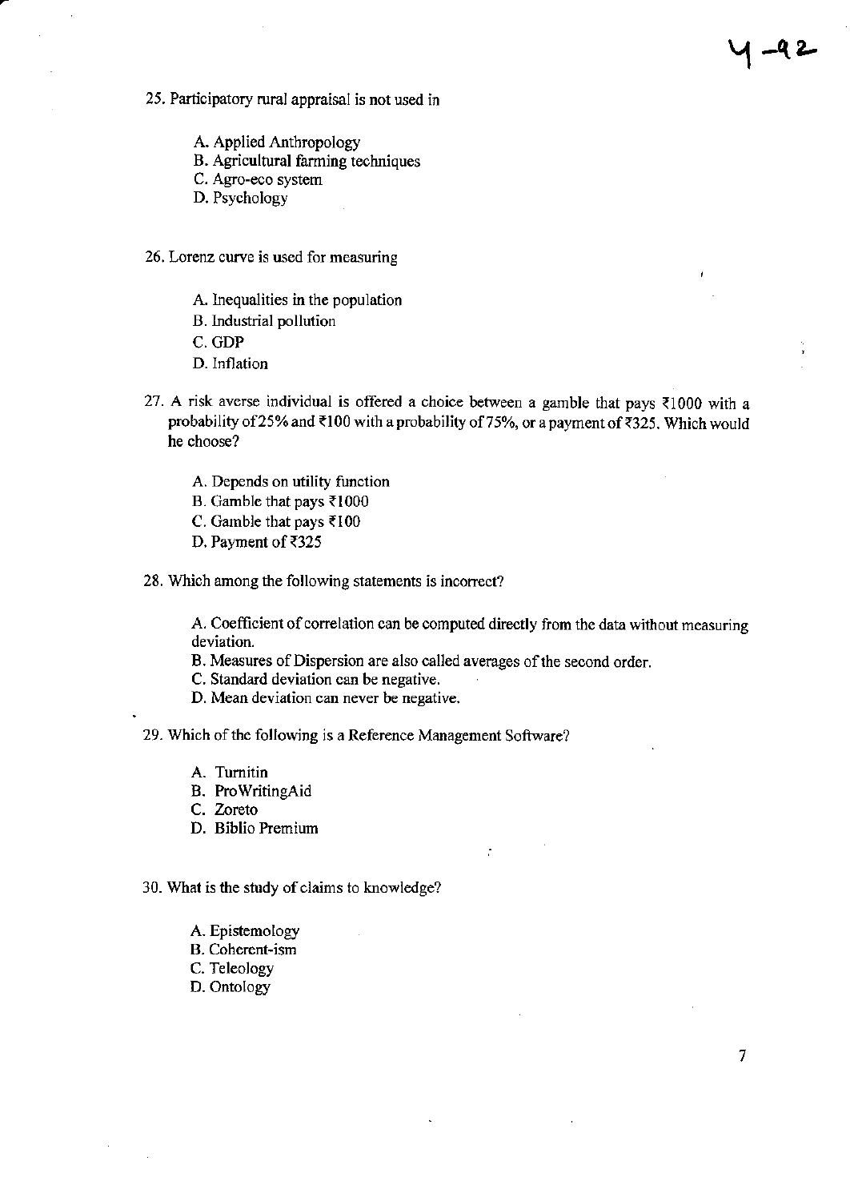25. Participatory rural appraisal is not used in

   A. Applied Anthropology
   B. Agricultural farming techniques
   C. Agro-eco system
   D. Psychology

26. Lorenz curve is used for measuring

   A. Inequalities in the population
   B. Industrial pollution
   C. GDP
   D. Inflation

27. A risk averse individual is offered a choice between a gamble that pays ₹1000 with a probability of 25% and ₹100 with a probability of 75%, or a payment of ₹325. Which would he choose?

   A. Depends on utility function
   B. Gamble that pays ₹1000
   C. Gamble that pays ₹100
   D. Payment of ₹325

28. Which among the following statements is incorrect?

   A. Coefficient of correlation can be computed directly from the data without measuring deviation.
   B. Measures of Dispersion are also called averages of the second order.
   C. Standard deviation can be negative.
   D. Mean deviation can never be negative.

29. Which of the following is a Reference Management Software?

   A. Turnitin
   B. ProWritingAid
   C. Zoreto
   D. Biblio Premium

30. What is the study of claims to knowledge?

   A. Epistemology
   B. Coherent-ism
   C. Teleology
   D. Ontology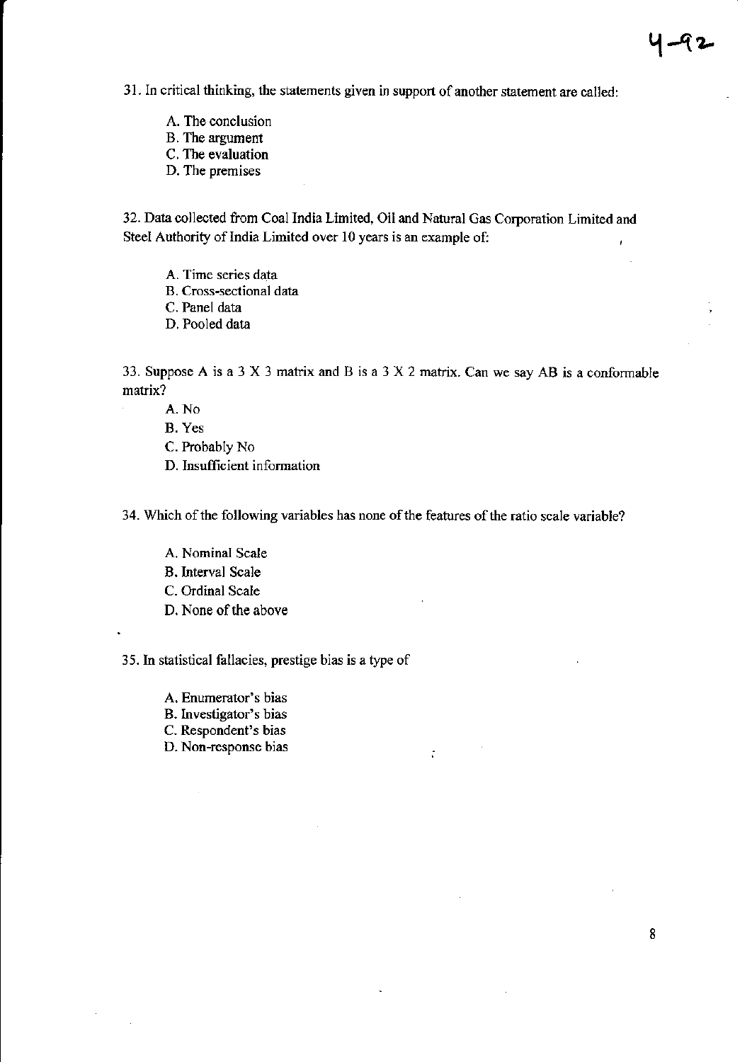31. In critical thinking, the statements given in support of another statement are called:

   A. The conclusion
   B. The argument
   C. The evaluation
   D. The premises

32. Data collected from Coal India Limited, Oil and Natural Gas Corporation Limited and Steel Authority of India Limited over 10 years is an example of:

   A. Time series data
   B. Cross-sectional data
   C. Panel data
   D. Pooled data

33. Suppose A is a 3 X 3 matrix and B is a 3 X 2 matrix. Can we say AB is a conformable matrix?

   A. No
   B. Yes
   C. Probably No
   D. Insufficient information

34. Which of the following variables has none of the features of the ratio scale variable?

   A. Nominal Scale
   B. Interval Scale
   C. Ordinal Scale
   D. None of the above

35. In statistical fallacies, prestige bias is a type of

   A. Enumerator's bias
   B. Investigator's bias
   C. Respondent's bias
   D. Non-response bias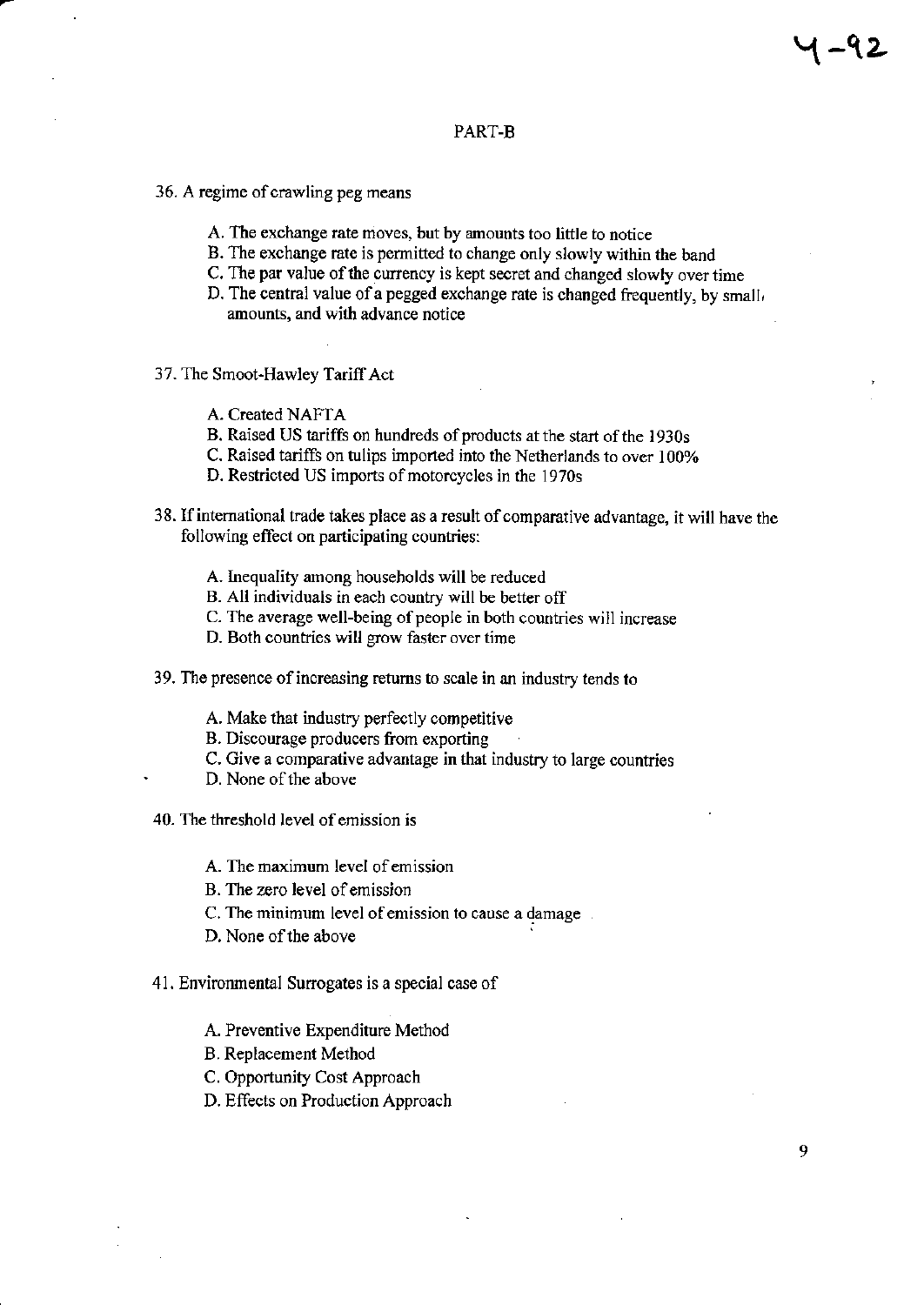## PART-B

36. A regime of crawling peg means

   A. The exchange rate moves, but by amounts too little to notice
   B. The exchange rate is permitted to change only slowly within the band
   C. The par value of the currency is kept secret and changed slowly over time
   D. The central value of a pegged exchange rate is changed frequently, by small amounts, and with advance notice

37. The Smoot-Hawley Tariff Act

   A. Created NAFTA
   B. Raised US tariffs on hundreds of products at the start of the 1930s
   C. Raised tariffs on tulips imported into the Netherlands to over 100%
   D. Restricted US imports of motorcycles in the 1970s

38. If international trade takes place as a result of comparative advantage, it will have the following effect on participating countries:

   A. Inequality among households will be reduced
   B. All individuals in each country will be better off
   C. The average well-being of people in both countries will increase
   D. Both countries will grow faster over time

39. The presence of increasing returns to scale in an industry tends to

   A. Make that industry perfectly competitive
   B. Discourage producers from exporting
   C. Give a comparative advantage in that industry to large countries
   D. None of the above

40. The threshold level of emission is

   A. The maximum level of emission
   B. The zero level of emission
   C. The minimum level of emission to cause a damage
   D. None of the above

41. Environmental Surrogates is a special case of

   A. Preventive Expenditure Method
   B. Replacement Method
   C. Opportunity Cost Approach
   D. Effects on Production Approach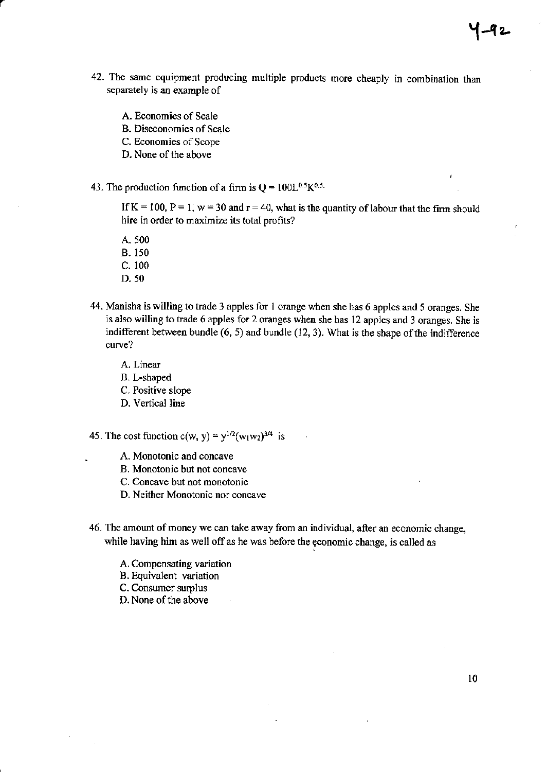42. The same equipment producing multiple products more cheaply in combination than separately is an example of

    A. Economies of Scale
    B. Diseconomies of Scale
    C. Economies of Scope
    D. None of the above

43. The production function of a firm is $Q = 100L^{0.5}K^{0.5}$.

    If K = 100, P = 1, w = 30 and r = 40, what is the quantity of labour that the firm should hire in order to maximize its total profits?

    A. 500
    B. 150
    C. 100
    D. 50

44. Manisha is willing to trade 3 apples for 1 orange when she has 6 apples and 5 oranges. She is also willing to trade 6 apples for 2 oranges when she has 12 apples and 3 oranges. She is indifferent between bundle (6, 5) and bundle (12, 3). What is the shape of the indifference curve?

    A. Linear
    B. L-shaped
    C. Positive slope
    D. Vertical line

45. The cost function $c(w, y) = y^{1/2}(w_1w_2)^{3/4}$ is

    A. Monotonic and concave
    B. Monotonic but not concave
    C. Concave but not monotonic
    D. Neither Monotonic nor concave

46. The amount of money we can take away from an individual, after an economic change, while having him as well off as he was before the economic change, is called as

    A. Compensating variation
    B. Equivalent variation
    C. Consumer surplus
    D. None of the above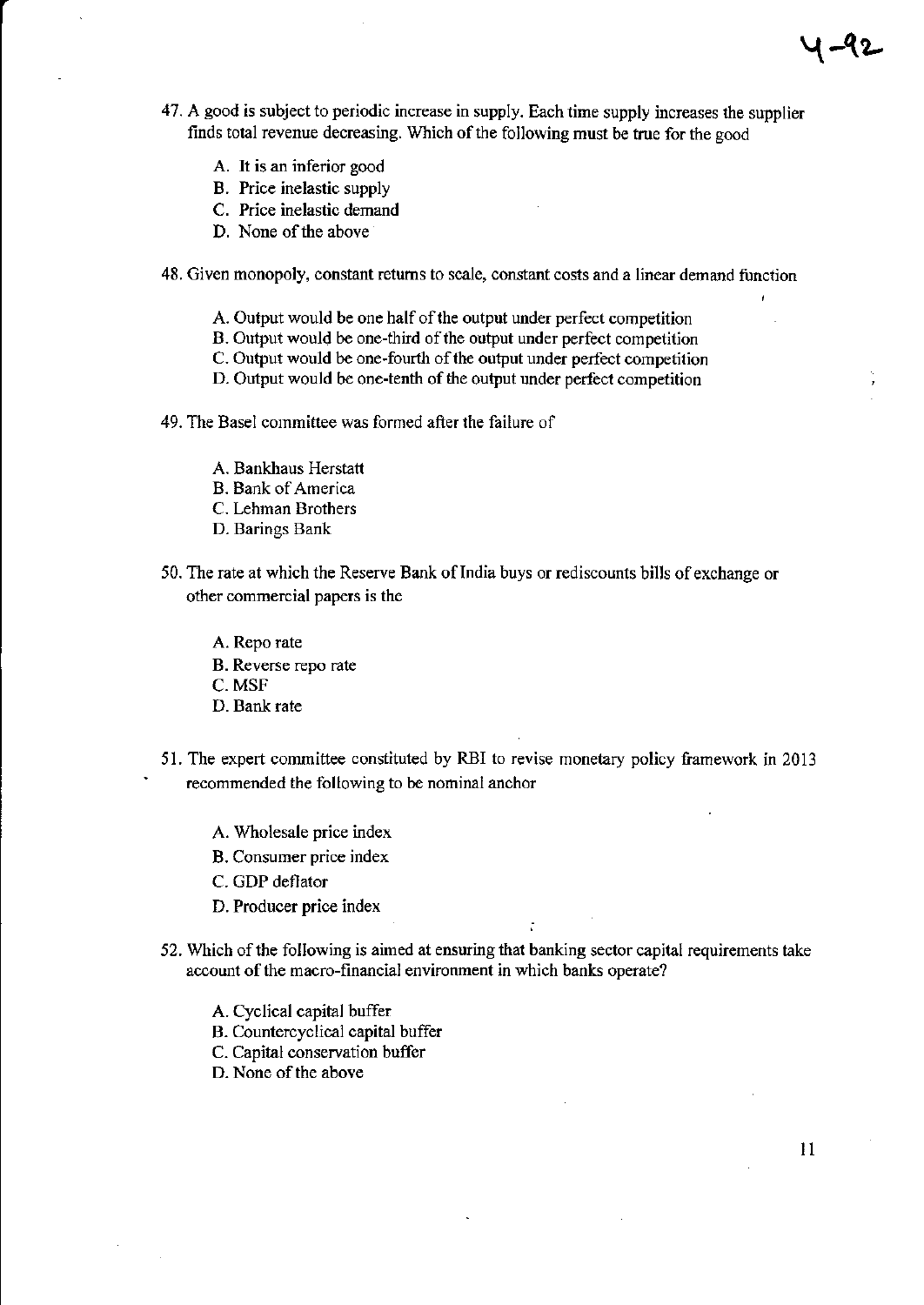47. A good is subject to periodic increase in supply. Each time supply increases the supplier finds total revenue decreasing. Which of the following must be true for the good

   A. It is an inferior good
   B. Price inelastic supply
   C. Price inelastic demand
   D. None of the above

48. Given monopoly, constant returns to scale, constant costs and a linear demand function

   A. Output would be one half of the output under perfect competition
   B. Output would be one-third of the output under perfect competition
   C. Output would be one-fourth of the output under perfect competition
   D. Output would be one-tenth of the output under perfect competition

49. The Basel committee was formed after the failure of

   A. Bankhaus Herstatt
   B. Bank of America
   C. Lehman Brothers
   D. Barings Bank

50. The rate at which the Reserve Bank of India buys or rediscounts bills of exchange or other commercial papers is the

   A. Repo rate
   B. Reverse repo rate
   C. MSF
   D. Bank rate

51. The expert committee constituted by RBI to revise monetary policy framework in 2013 recommended the following to be nominal anchor

   A. Wholesale price index
   B. Consumer price index
   C. GDP deflator
   D. Producer price index

52. Which of the following is aimed at ensuring that banking sector capital requirements take account of the macro-financial environment in which banks operate?

   A. Cyclical capital buffer
   B. Countercyclical capital buffer
   C. Capital conservation buffer
   D. None of the above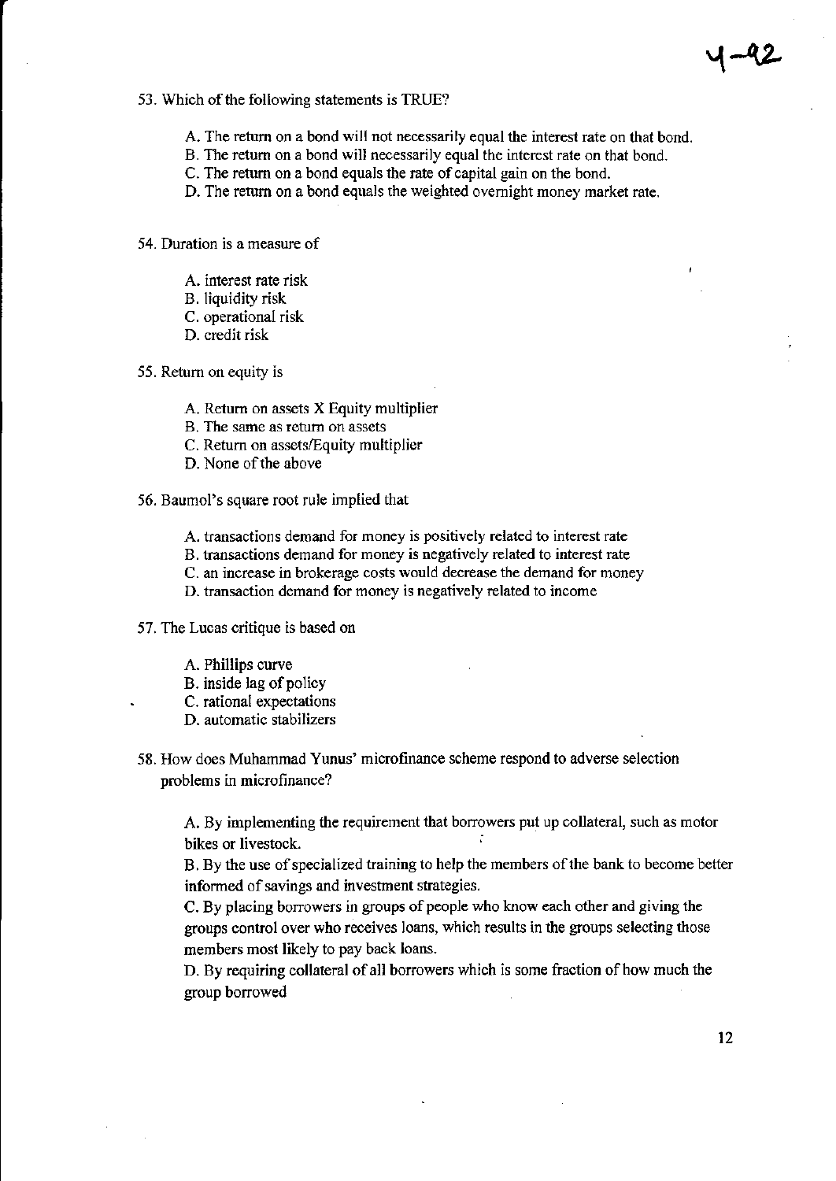53. Which of the following statements is TRUE?

    A. The return on a bond will not necessarily equal the interest rate on that bond.
    B. The return on a bond will necessarily equal the interest rate on that bond.
    C. The return on a bond equals the rate of capital gain on the bond.
    D. The return on a bond equals the weighted overnight money market rate.

54. Duration is a measure of

    A. interest rate risk
    B. liquidity risk
    C. operational risk
    D. credit risk

55. Return on equity is

    A. Return on assets X Equity multiplier
    B. The same as return on assets
    C. Return on assets/Equity multiplier
    D. None of the above

56. Baumol's square root rule implied that

    A. transactions demand for money is positively related to interest rate
    B. transactions demand for money is negatively related to interest rate
    C. an increase in brokerage costs would decrease the demand for money
    D. transaction demand for money is negatively related to income

57. The Lucas critique is based on

    A. Phillips curve
    B. inside lag of policy
    C. rational expectations
    D. automatic stabilizers

58. How does Muhammad Yunus' microfinance scheme respond to adverse selection problems in microfinance?

    A. By implementing the requirement that borrowers put up collateral, such as motor bikes or livestock.

    B. By the use of specialized training to help the members of the bank to become better informed of savings and investment strategies.

    C. By placing borrowers in groups of people who know each other and giving the groups control over who receives loans, which results in the groups selecting those members most likely to pay back loans.

    D. By requiring collateral of all borrowers which is some fraction of how much the group borrowed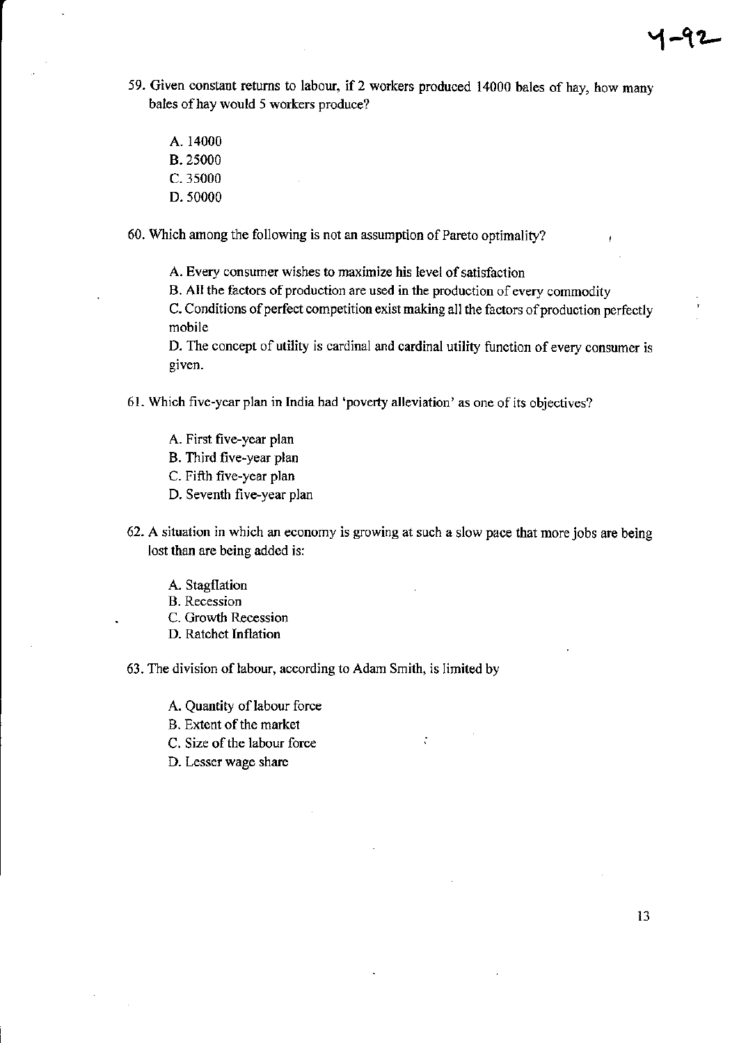59. Given constant returns to labour, if 2 workers produced 14000 bales of hay, how many bales of hay would 5 workers produce?

    A. 14000
    B. 25000
    C. 35000
    D. 50000

60. Which among the following is not an assumption of Pareto optimality?

    A. Every consumer wishes to maximize his level of satisfaction
    B. All the factors of production are used in the production of every commodity
    C. Conditions of perfect competition exist making all the factors of production perfectly mobile
    D. The concept of utility is cardinal and cardinal utility function of every consumer is given.

61. Which five-year plan in India had 'poverty alleviation' as one of its objectives?

    A. First five-year plan
    B. Third five-year plan
    C. Fifth five-year plan
    D. Seventh five-year plan

62. A situation in which an economy is growing at such a slow pace that more jobs are being lost than are being added is:

    A. Stagflation
    B. Recession
    C. Growth Recession
    D. Ratchet Inflation

63. The division of labour, according to Adam Smith, is limited by

    A. Quantity of labour force
    B. Extent of the market
    C. Size of the labour force
    D. Lesser wage share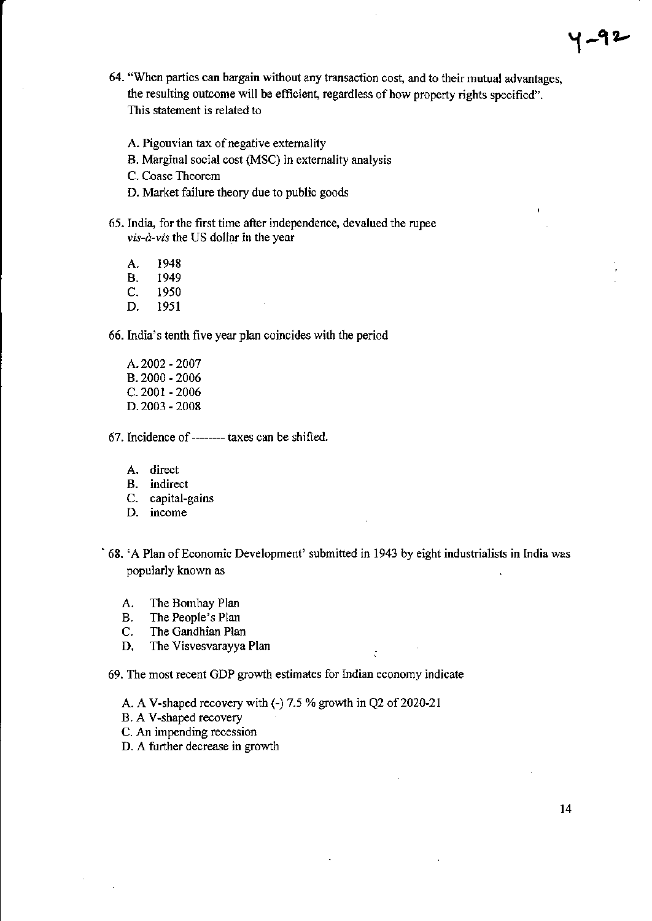64. "When parties can bargain without any transaction cost, and to their mutual advantages, the resulting outcome will be efficient, regardless of how property rights specified". This statement is related to

   A. Pigouvian tax of negative externality
   B. Marginal social cost (MSC) in externality analysis
   C. Coase Theorem
   D. Market failure theory due to public goods

65. India, for the first time after independence, devalued the rupee *vis-à-vis* the US dollar in the year

   A. 1948
   B. 1949
   C. 1950
   D. 1951

66. India's tenth five year plan coincides with the period

   A. 2002 - 2007
   B. 2000 - 2006
   C. 2001 - 2006
   D. 2003 - 2008

67. Incidence of -------- taxes can be shifted.

   A. direct
   B. indirect
   C. capital-gains
   D. income

68. 'A Plan of Economic Development' submitted in 1943 by eight industrialists in India was popularly known as

   A. The Bombay Plan
   B. The People's Plan
   C. The Gandhian Plan
   D. The Visvesvarayya Plan

69. The most recent GDP growth estimates for Indian economy indicate

   A. A V-shaped recovery with (-) 7.5 % growth in Q2 of 2020-21
   B. A V-shaped recovery
   C. An impending recession
   D. A further decrease in growth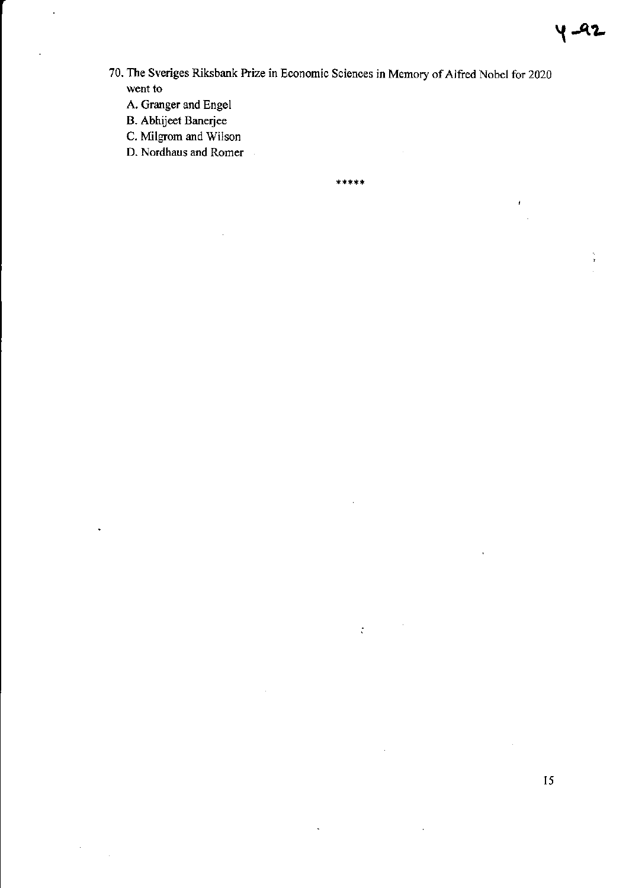70. The Sveriges Riksbank Prize in Economic Sciences in Memory of Alfred Nobel for 2020 went to

A. Granger and Engel

B. Abhijeet Banerjee

C. Milgrom and Wilson

D. Nordhaus and Romer

*****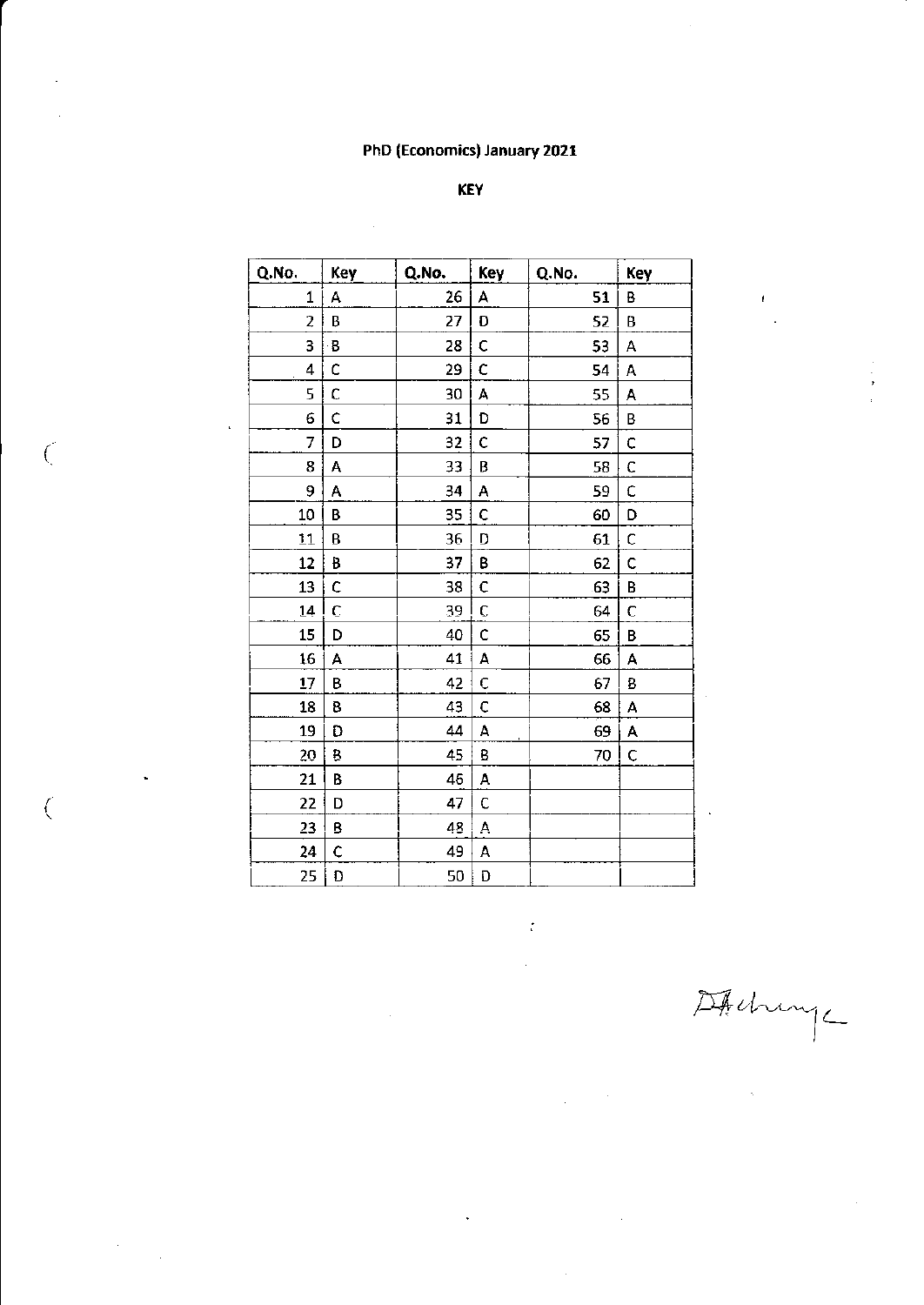# PhD (Economics) January 2021

## KEY

| Q.No. | Key | Q.No. | Key | Q.No. | Key |
|---|---|---|---|---|---|
| 1 | A | 26 | A | 51 | B |
| 2 | B | 27 | D | 52 | B |
| 3 | B | 28 | C | 53 | A |
| 4 | C | 29 | C | 54 | A |
| 5 | C | 30 | A | 55 | A |
| 6 | C | 31 | D | 56 | B |
| 7 | D | 32 | C | 57 | C |
| 8 | A | 33 | B | 58 | C |
| 9 | A | 34 | A | 59 | C |
| 10 | B | 35 | C | 60 | D |
| 11 | B | 36 | D | 61 | C |
| 12 | B | 37 | B | 62 | C |
| 13 | C | 38 | C | 63 | B |
| 14 | C | 39 | C | 64 | C |
| 15 | D | 40 | C | 65 | B |
| 16 | A | 41 | A | 66 | A |
| 17 | B | 42 | C | 67 | B |
| 18 | B | 43 | C | 68 | A |
| 19 | D | 44 | A | 69 | A |
| 20 | B | 45 | B | 70 | C |
| 21 | B | 46 | A | | |
| 22 | D | 47 | C | | |
| 23 | B | 48 | A | | |
| 24 | C | 49 | A | | |
| 25 | D | 50 | D | | |